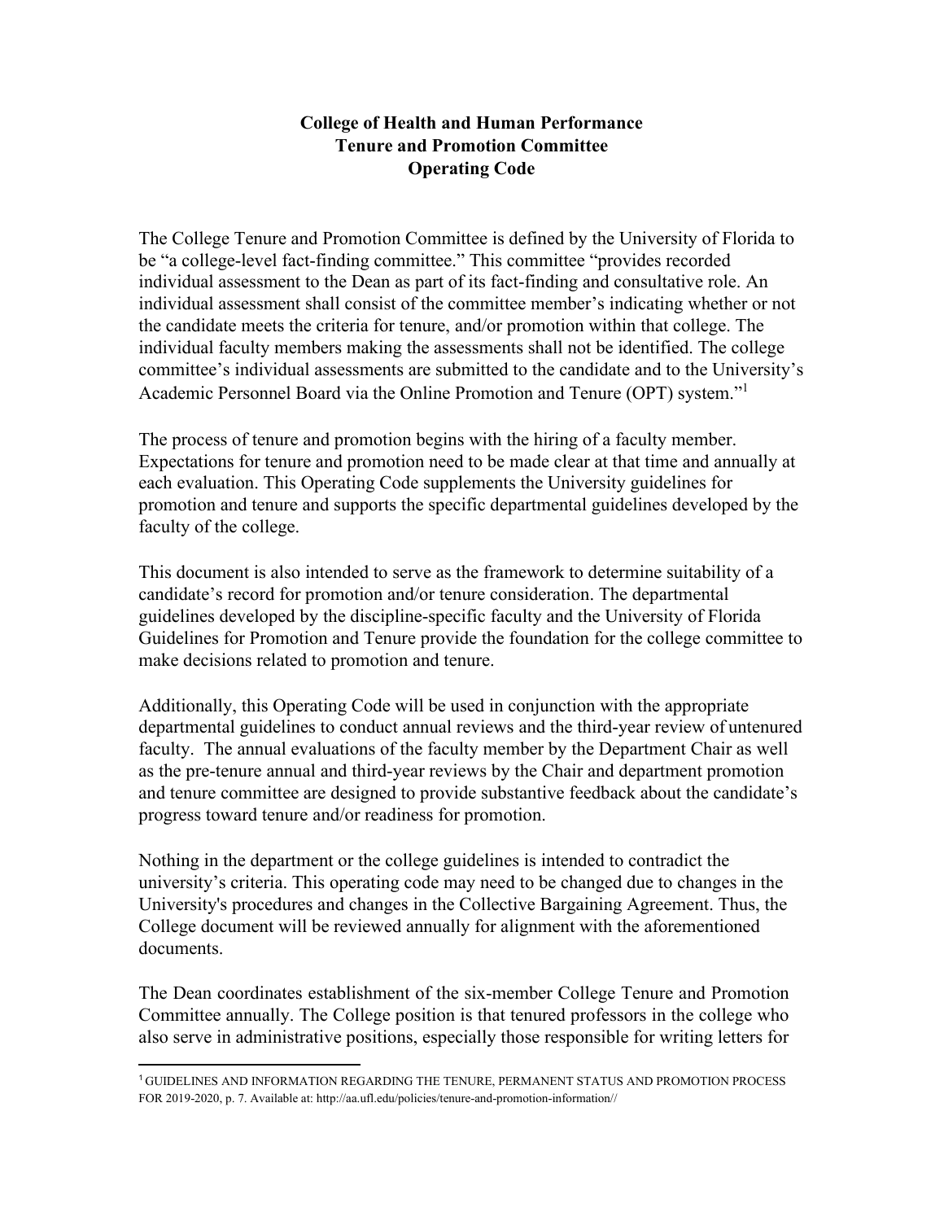# College of Health and Human Performance
# Tenure and Promotion Committee
# Operating Code

The College Tenure and Promotion Committee is defined by the University of Florida to be "a college-level fact-finding committee." This committee "provides recorded individual assessment to the Dean as part of its fact-finding and consultative role. An individual assessment shall consist of the committee member's indicating whether or not the candidate meets the criteria for tenure, and/or promotion within that college. The individual faculty members making the assessments shall not be identified. The college committee's individual assessments are submitted to the candidate and to the University's Academic Personnel Board via the Online Promotion and Tenure (OPT) system."[1]

The process of tenure and promotion begins with the hiring of a faculty member. Expectations for tenure and promotion need to be made clear at that time and annually at each evaluation. This Operating Code supplements the University guidelines for promotion and tenure and supports the specific departmental guidelines developed by the faculty of the college.

This document is also intended to serve as the framework to determine suitability of a candidate's record for promotion and/or tenure consideration. The departmental guidelines developed by the discipline-specific faculty and the University of Florida Guidelines for Promotion and Tenure provide the foundation for the college committee to make decisions related to promotion and tenure.

Additionally, this Operating Code will be used in conjunction with the appropriate departmental guidelines to conduct annual reviews and the third-year review of untenured faculty. The annual evaluations of the faculty member by the Department Chair as well as the pre-tenure annual and third-year reviews by the Chair and department promotion and tenure committee are designed to provide substantive feedback about the candidate's progress toward tenure and/or readiness for promotion.

Nothing in the department or the college guidelines is intended to contradict the university's criteria. This operating code may need to be changed due to changes in the University's procedures and changes in the Collective Bargaining Agreement. Thus, the College document will be reviewed annually for alignment with the aforementioned documents.

The Dean coordinates establishment of the six-member College Tenure and Promotion Committee annually. The College position is that tenured professors in the college who also serve in administrative positions, especially those responsible for writing letters for

---

[1] GUIDELINES AND INFORMATION REGARDING THE TENURE, PERMANENT STATUS AND PROMOTION PROCESS FOR 2019-2020, p. 7. Available at: http://aa.ufl.edu/policies/tenure-and-promotion-information//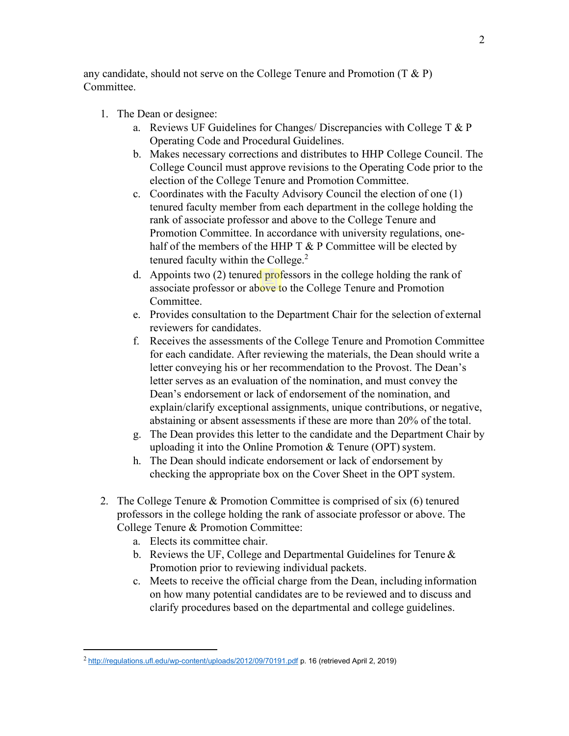any candidate, should not serve on the College Tenure and Promotion (T & P) Committee.

1. The Dean or designee:
    a. Reviews UF Guidelines for Changes/ Discrepancies with College T & P Operating Code and Procedural Guidelines.
    b. Makes necessary corrections and distributes to HHP College Council. The College Council must approve revisions to the Operating Code prior to the election of the College Tenure and Promotion Committee.
    c. Coordinates with the Faculty Advisory Council the election of one (1) tenured faculty member from each department in the college holding the rank of associate professor and above to the College Tenure and Promotion Committee. In accordance with university regulations, one-half of the members of the HHP T & P Committee will be elected by tenured faculty within the College.[2]
    d. Appoints two (2) tenured professors in the college holding the rank of associate professor or above to the College Tenure and Promotion Committee.
    e. Provides consultation to the Department Chair for the selection of external reviewers for candidates.
    f. Receives the assessments of the College Tenure and Promotion Committee for each candidate. After reviewing the materials, the Dean should write a letter conveying his or her recommendation to the Provost. The Dean's letter serves as an evaluation of the nomination, and must convey the Dean's endorsement or lack of endorsement of the nomination, and explain/clarify exceptional assignments, unique contributions, or negative, abstaining or absent assessments if these are more than 20% of the total.
    g. The Dean provides this letter to the candidate and the Department Chair by uploading it into the Online Promotion & Tenure (OPT) system.
    h. The Dean should indicate endorsement or lack of endorsement by checking the appropriate box on the Cover Sheet in the OPT system.

2. The College Tenure & Promotion Committee is comprised of six (6) tenured professors in the college holding the rank of associate professor or above. The College Tenure & Promotion Committee:
    a. Elects its committee chair.
    b. Reviews the UF, College and Departmental Guidelines for Tenure & Promotion prior to reviewing individual packets.
    c. Meets to receive the official charge from the Dean, including information on how many potential candidates are to be reviewed and to discuss and clarify procedures based on the departmental and college guidelines.

---

[2] http://regulations.ufl.edu/wp-content/uploads/2012/09/70191.pdf p. 16 (retrieved April 2, 2019)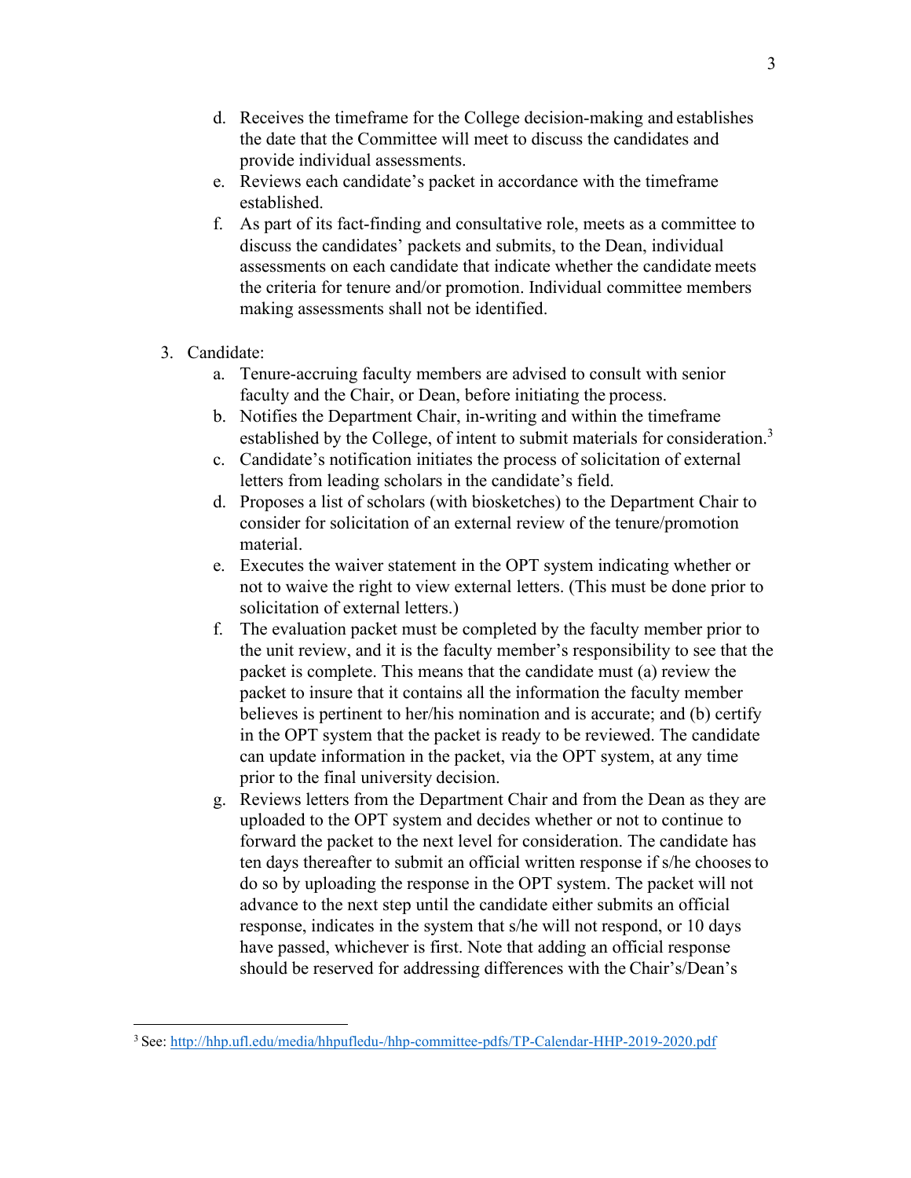d. Receives the timeframe for the College decision-making and establishes the date that the Committee will meet to discuss the candidates and provide individual assessments.
e. Reviews each candidate's packet in accordance with the timeframe established.
f. As part of its fact-finding and consultative role, meets as a committee to discuss the candidates' packets and submits, to the Dean, individual assessments on each candidate that indicate whether the candidate meets the criteria for tenure and/or promotion. Individual committee members making assessments shall not be identified.

3. Candidate:
    a. Tenure-accruing faculty members are advised to consult with senior faculty and the Chair, or Dean, before initiating the process.
    b. Notifies the Department Chair, in-writing and within the timeframe established by the College, of intent to submit materials for consideration.[3]
    c. Candidate's notification initiates the process of solicitation of external letters from leading scholars in the candidate's field.
    d. Proposes a list of scholars (with biosketches) to the Department Chair to consider for solicitation of an external review of the tenure/promotion material.
    e. Executes the waiver statement in the OPT system indicating whether or not to waive the right to view external letters. (This must be done prior to solicitation of external letters.)
    f. The evaluation packet must be completed by the faculty member prior to the unit review, and it is the faculty member's responsibility to see that the packet is complete. This means that the candidate must (a) review the packet to insure that it contains all the information the faculty member believes is pertinent to her/his nomination and is accurate; and (b) certify in the OPT system that the packet is ready to be reviewed. The candidate can update information in the packet, via the OPT system, at any time prior to the final university decision.
    g. Reviews letters from the Department Chair and from the Dean as they are uploaded to the OPT system and decides whether or not to continue to forward the packet to the next level for consideration. The candidate has ten days thereafter to submit an official written response if s/he chooses to do so by uploading the response in the OPT system. The packet will not advance to the next step until the candidate either submits an official response, indicates in the system that s/he will not respond, or 10 days have passed, whichever is first. Note that adding an official response should be reserved for addressing differences with the Chair's/Dean's

[3] See: http://hhp.ufl.edu/media/hhpufledu-/hhp-committee-pdfs/TP-Calendar-HHP-2019-2020.pdf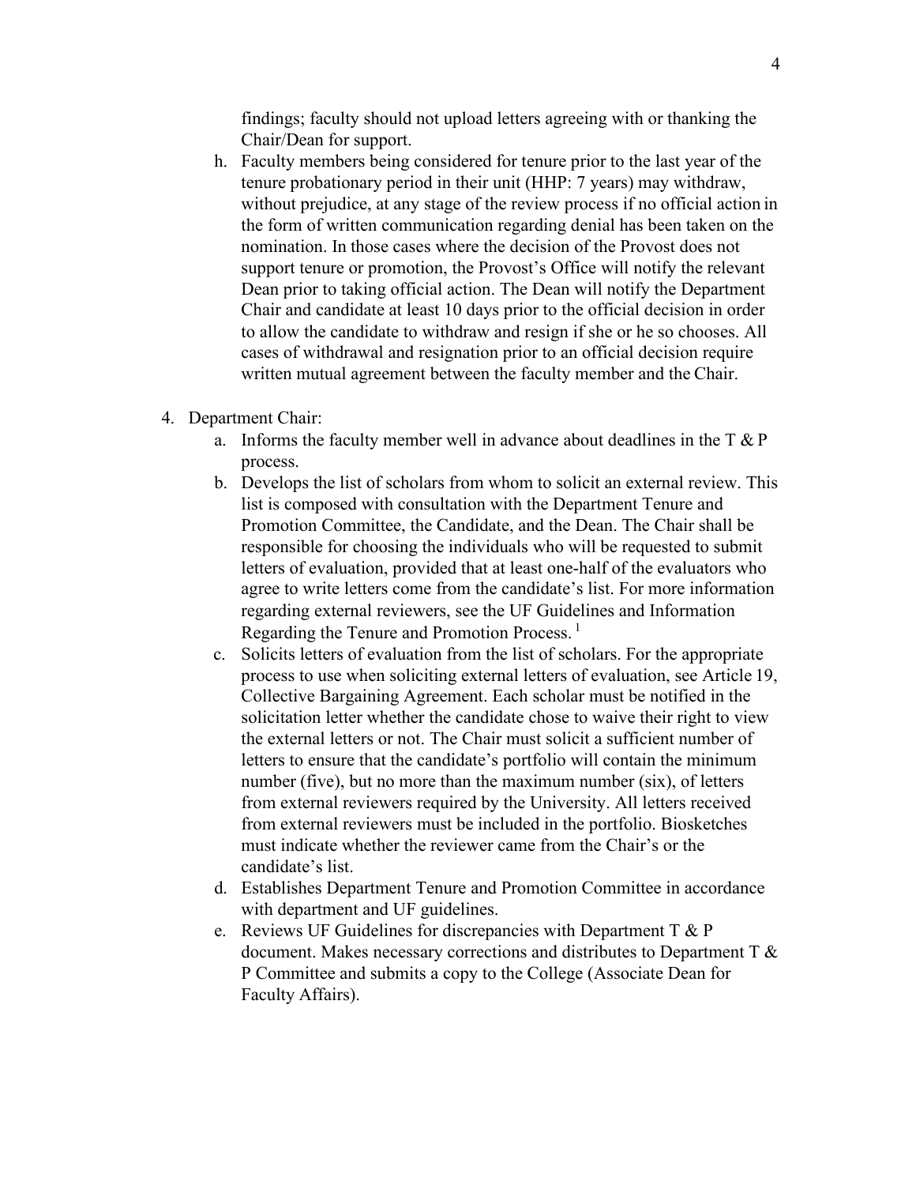findings; faculty should not upload letters agreeing with or thanking the Chair/Dean for support.

h. Faculty members being considered for tenure prior to the last year of the tenure probationary period in their unit (HHP: 7 years) may withdraw, without prejudice, at any stage of the review process if no official action in the form of written communication regarding denial has been taken on the nomination. In those cases where the decision of the Provost does not support tenure or promotion, the Provost's Office will notify the relevant Dean prior to taking official action. The Dean will notify the Department Chair and candidate at least 10 days prior to the official decision in order to allow the candidate to withdraw and resign if she or he so chooses. All cases of withdrawal and resignation prior to an official decision require written mutual agreement between the faculty member and the Chair.

4. Department Chair:
   a. Informs the faculty member well in advance about deadlines in the T & P process.
   b. Develops the list of scholars from whom to solicit an external review. This list is composed with consultation with the Department Tenure and Promotion Committee, the Candidate, and the Dean. The Chair shall be responsible for choosing the individuals who will be requested to submit letters of evaluation, provided that at least one-half of the evaluators who agree to write letters come from the candidate's list. For more information regarding external reviewers, see the UF Guidelines and Information Regarding the Tenure and Promotion Process. [1]
   c. Solicits letters of evaluation from the list of scholars. For the appropriate process to use when soliciting external letters of evaluation, see Article 19, Collective Bargaining Agreement. Each scholar must be notified in the solicitation letter whether the candidate chose to waive their right to view the external letters or not. The Chair must solicit a sufficient number of letters to ensure that the candidate's portfolio will contain the minimum number (five), but no more than the maximum number (six), of letters from external reviewers required by the University. All letters received from external reviewers must be included in the portfolio. Biosketches must indicate whether the reviewer came from the Chair's or the candidate's list.
   d. Establishes Department Tenure and Promotion Committee in accordance with department and UF guidelines.
   e. Reviews UF Guidelines for discrepancies with Department T & P document. Makes necessary corrections and distributes to Department T & P Committee and submits a copy to the College (Associate Dean for Faculty Affairs).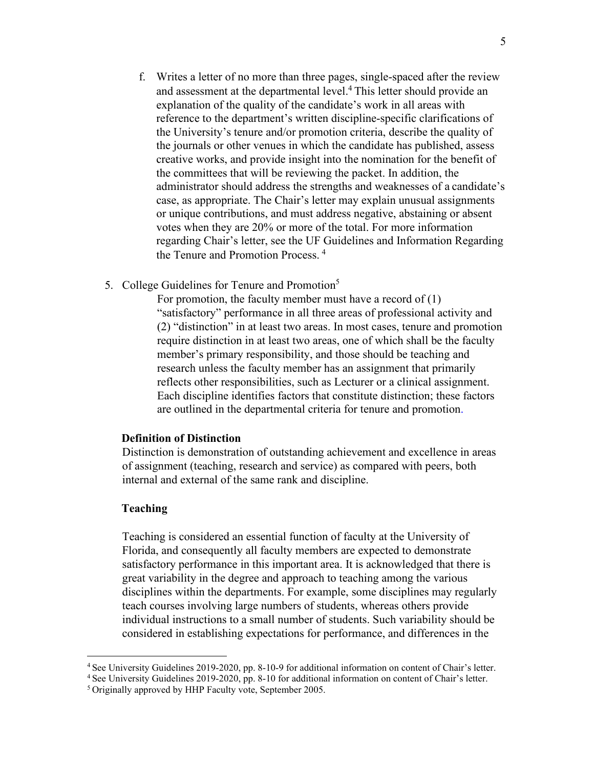f. Writes a letter of no more than three pages, single-spaced after the review and assessment at the departmental level.[4] This letter should provide an explanation of the quality of the candidate's work in all areas with reference to the department's written discipline-specific clarifications of the University's tenure and/or promotion criteria, describe the quality of the journals or other venues in which the candidate has published, assess creative works, and provide insight into the nomination for the benefit of the committees that will be reviewing the packet. In addition, the administrator should address the strengths and weaknesses of a candidate's case, as appropriate. The Chair's letter may explain unusual assignments or unique contributions, and must address negative, abstaining or absent votes when they are 20% or more of the total. For more information regarding Chair's letter, see the UF Guidelines and Information Regarding the Tenure and Promotion Process. [4]

5. College Guidelines for Tenure and Promotion[5]

   For promotion, the faculty member must have a record of (1) "satisfactory" performance in all three areas of professional activity and (2) "distinction" in at least two areas. In most cases, tenure and promotion require distinction in at least two areas, one of which shall be the faculty member's primary responsibility, and those should be teaching and research unless the faculty member has an assignment that primarily reflects other responsibilities, such as Lecturer or a clinical assignment. Each discipline identifies factors that constitute distinction; these factors are outlined in the departmental criteria for tenure and promotion.

**Definition of Distinction**

Distinction is demonstration of outstanding achievement and excellence in areas of assignment (teaching, research and service) as compared with peers, both internal and external of the same rank and discipline.

**Teaching**

Teaching is considered an essential function of faculty at the University of Florida, and consequently all faculty members are expected to demonstrate satisfactory performance in this important area. It is acknowledged that there is great variability in the degree and approach to teaching among the various disciplines within the departments. For example, some disciplines may regularly teach courses involving large numbers of students, whereas others provide individual instructions to a small number of students. Such variability should be considered in establishing expectations for performance, and differences in the

---

[4] See University Guidelines 2019-2020, pp. 8-10-9 for additional information on content of Chair's letter.

[4] See University Guidelines 2019-2020, pp. 8-10 for additional information on content of Chair's letter.

[5] Originally approved by HHP Faculty vote, September 2005.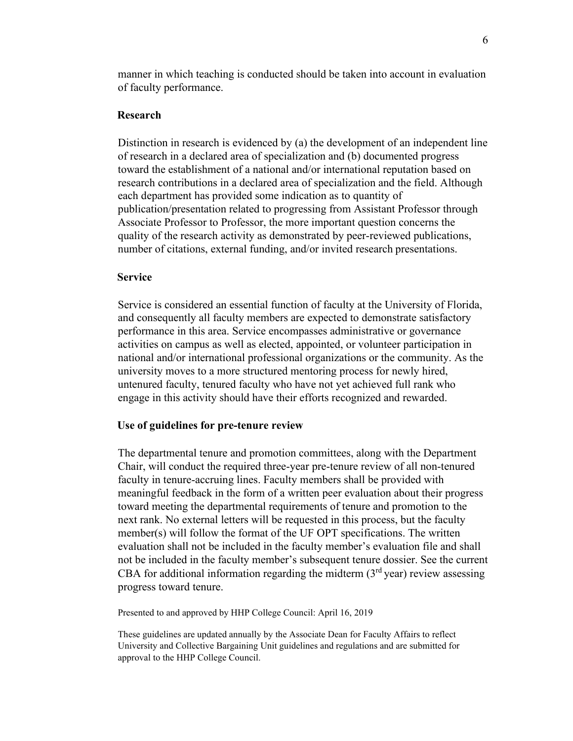manner in which teaching is conducted should be taken into account in evaluation of faculty performance.

## Research

Distinction in research is evidenced by (a) the development of an independent line of research in a declared area of specialization and (b) documented progress toward the establishment of a national and/or international reputation based on research contributions in a declared area of specialization and the field. Although each department has provided some indication as to quantity of publication/presentation related to progressing from Assistant Professor through Associate Professor to Professor, the more important question concerns the quality of the research activity as demonstrated by peer-reviewed publications, number of citations, external funding, and/or invited research presentations.

## Service

Service is considered an essential function of faculty at the University of Florida, and consequently all faculty members are expected to demonstrate satisfactory performance in this area. Service encompasses administrative or governance activities on campus as well as elected, appointed, or volunteer participation in national and/or international professional organizations or the community. As the university moves to a more structured mentoring process for newly hired, untenured faculty, tenured faculty who have not yet achieved full rank who engage in this activity should have their efforts recognized and rewarded.

## Use of guidelines for pre-tenure review

The departmental tenure and promotion committees, along with the Department Chair, will conduct the required three-year pre-tenure review of all non-tenured faculty in tenure-accruing lines. Faculty members shall be provided with meaningful feedback in the form of a written peer evaluation about their progress toward meeting the departmental requirements of tenure and promotion to the next rank. No external letters will be requested in this process, but the faculty member(s) will follow the format of the UF OPT specifications. The written evaluation shall not be included in the faculty member's evaluation file and shall not be included in the faculty member's subsequent tenure dossier. See the current CBA for additional information regarding the midterm (3rd year) review assessing progress toward tenure.

Presented to and approved by HHP College Council: April 16, 2019

These guidelines are updated annually by the Associate Dean for Faculty Affairs to reflect University and Collective Bargaining Unit guidelines and regulations and are submitted for approval to the HHP College Council.